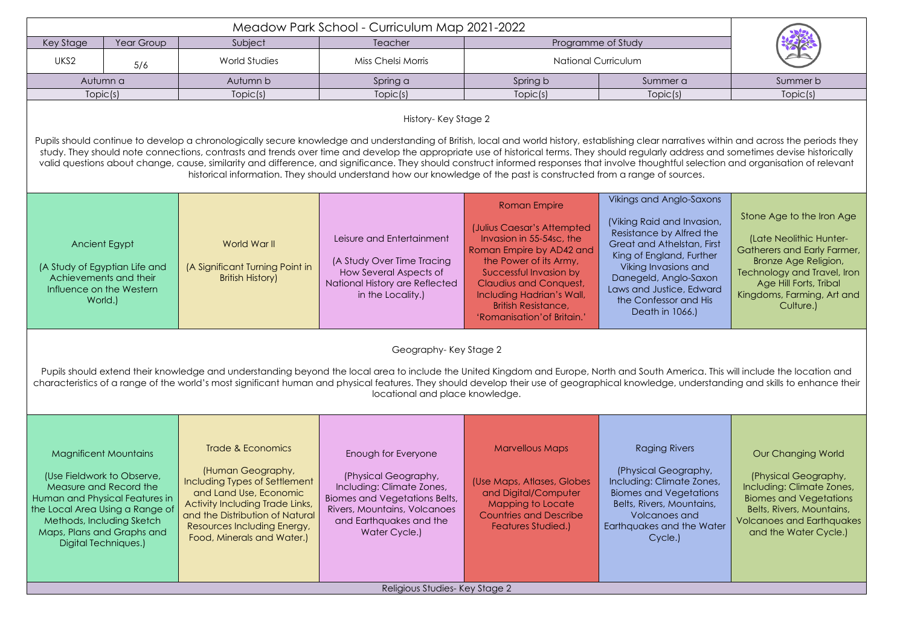# Meadow Park School - Curriculum Map 2021-2022

| Key Stage | Year Group | Subject | Teacher | Programme of Study |
|---|---|---|---|---|
| UKS2 | 5/6 | World Studies | Miss Chelsi Morris | National Curriculum |

| Autumn a | Autumn b | Spring a | Spring b | Summer a | Summer b |
|---|---|---|---|---|---|
| Topic(s) | Topic(s) | Topic(s) | Topic(s) | Topic(s) | Topic(s) |

## History- Key Stage 2

Pupils should continue to develop a chronologically secure knowledge and understanding of British, local and world history, establishing clear narratives within and across the periods they study. They should note connections, contrasts and trends over time and develop the appropriate use of historical terms. They should regularly address and sometimes devise historically valid questions about change, cause, similarity and difference, and significance. They should construct informed responses that involve thoughtful selection and organisation of relevant historical information. They should understand how our knowledge of the past is constructed from a range of sources.

| Autumn a | Autumn b | Spring a | Spring b | Summer a | Summer b |
|---|---|---|---|---|---|
| Ancient Egypt (A Study of Egyptian Life and Achievements and their Influence on the Western World.) | World War II (A Significant Turning Point in British History) | Leisure and Entertainment (A Study Over Time Tracing How Several Aspects of National History are Reflected in the Locality.) | Roman Empire (Julius Caesar's Attempted Invasion in 55-54sc, the Roman Empire by AD42 and the Power of its Army, Successful Invasion by Claudius and Conquest, Including Hadrian's Wall, British Resistance, 'Romanisation'of Britain.' | Vikings and Anglo-Saxons (Viking Raid and Invasion, Resistance by Alfred the Great and Athelstan, First King of England, Further Viking Invasions and Danegeld, Anglo-Saxon Laws and Justice, Edward the Confessor and His Death in 1066.) | Stone Age to the Iron Age (Late Neolithic Hunter-Gatherers and Early Farmer, Bronze Age Religion, Technology and Travel, Iron Age Hill Forts, Tribal Kingdoms, Farming, Art and Culture.) |

## Geography- Key Stage 2

Pupils should extend their knowledge and understanding beyond the local area to include the United Kingdom and Europe, North and South America. This will include the location and characteristics of a range of the world's most significant human and physical features. They should develop their use of geographical knowledge, understanding and skills to enhance their locational and place knowledge.

| Autumn a | Autumn b | Spring a | Spring b | Summer a | Summer b |
|---|---|---|---|---|---|
| Magnificent Mountains (Use Fieldwork to Observe, Measure and Record the Human and Physical Features in the Local Area Using a Range of Methods, Including Sketch Maps, Plans and Graphs and Digital Techniques.) | Trade & Economics (Human Geography, Including Types of Settlement and Land Use, Economic Activity Including Trade Links, and the Distribution of Natural Resources Including Energy, Food, Minerals and Water.) | Enough for Everyone (Physical Geography, Including: Climate Zones, Biomes and Vegetations Belts, Rivers, Mountains, Volcanoes and Earthquakes and the Water Cycle.) | Marvellous Maps (Use Maps, Atlases, Globes and Digital/Computer Mapping to Locate Countries and Describe Features Studied.) | Raging Rivers (Physical Geography, Including: Climate Zones, Biomes and Vegetations Belts, Rivers, Mountains, Volcanoes and Earthquakes and the Water Cycle.) | Our Changing World (Physical Geography, Including: Climate Zones, Biomes and Vegetations Belts, Rivers, Mountains, Volcanoes and Earthquakes and the Water Cycle.) |

## Religious Studies- Key Stage 2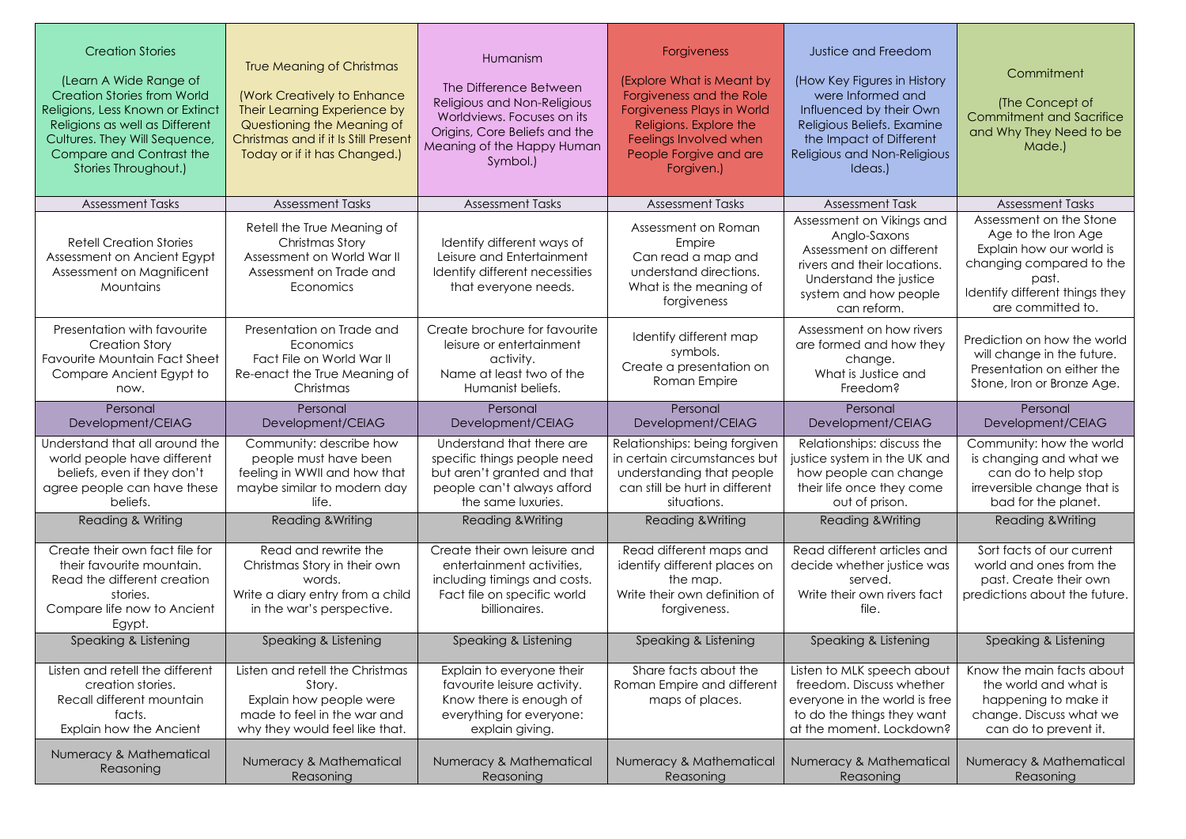| Creation Stories (Learn A Wide Range of Creation Stories from World Religions, Less Known or Extinct Religions as well as Different Cultures. They Will Sequence, Compare and Contrast the Stories Throughout.) | True Meaning of Christmas (Work Creatively to Enhance Their Learning Experience by Questioning the Meaning of Christmas and if it Is Still Present Today or if it has Changed.) | Humanism The Difference Between Religious and Non-Religious Worldviews. Focuses on its Origins, Core Beliefs and the Meaning of the Happy Human Symbol.) | Forgiveness (Explore What is Meant by Forgiveness and the Role Forgiveness Plays in World Religions. Explore the Feelings Involved when People Forgive and are Forgiven.) | Justice and Freedom (How Key Figures in History were Informed and Influenced by their Own Religious Beliefs. Examine the Impact of Different Religious and Non-Religious Ideas.) | Commitment (The Concept of Commitment and Sacrifice and Why They Need to be Made.) |
|---|---|---|---|---|---|
| Assessment Tasks | Assessment Tasks | Assessment Tasks | Assessment Tasks | Assessment Task | Assessment Tasks |
| Retell Creation Stories<br>Assessment on Ancient Egypt<br>Assessment on Magnificent Mountains | Retell the True Meaning of Christmas Story<br>Assessment on World War II<br>Assessment on Trade and Economics | Identify different ways of Leisure and Entertainment<br>Identify different necessities that everyone needs. | Assessment on Roman Empire<br>Can read a map and understand directions.<br>What is the meaning of forgiveness | Assessment on Vikings and Anglo-Saxons<br>Assessment on different rivers and their locations.<br>Understand the justice system and how people can reform. | Assessment on the Stone Age to the Iron Age<br>Explain how our world is changing compared to the past.<br>Identify different things they are committed to. |
| Presentation with favourite Creation Story<br>Favourite Mountain Fact Sheet<br>Compare Ancient Egypt to now. | Presentation on Trade and Economics<br>Fact File on World War II<br>Re-enact the True Meaning of Christmas | Create brochure for favourite leisure or entertainment activity.<br>Name at least two of the Humanist beliefs. | Identify different map symbols.<br>Create a presentation on Roman Empire | Assessment on how rivers are formed and how they change.<br>What is Justice and Freedom? | Prediction on how the world will change in the future.<br>Presentation on either the Stone, Iron or Bronze Age. |
| Personal Development/CEIAG | Personal Development/CEIAG | Personal Development/CEIAG | Personal Development/CEIAG | Personal Development/CEIAG | Personal Development/CEIAG |
| Understand that all around the world people have different beliefs, even if they don't agree people can have these beliefs. | Community: describe how people must have been feeling in WWII and how that maybe similar to modern day life. | Understand that there are specific things people need but aren't granted and that people can't always afford the same luxuries. | Relationships: being forgiven in certain circumstances but understanding that people can still be hurt in different situations. | Relationships: discuss the justice system in the UK and how people can change their life once they come out of prison. | Community: how the world is changing and what we can do to help stop irreversible change that is bad for the planet. |
| Reading & Writing | Reading &Writing | Reading &Writing | Reading &Writing | Reading &Writing | Reading &Writing |
| Create their own fact file for their favourite mountain.<br>Read the different creation stories.<br>Compare life now to Ancient Egypt. | Read and rewrite the Christmas Story in their own words.<br>Write a diary entry from a child in the war's perspective. | Create their own leisure and entertainment activities, including timings and costs.<br>Fact file on specific world billionaires. | Read different maps and identify different places on the map.<br>Write their own definition of forgiveness. | Read different articles and decide whether justice was served.<br>Write their own rivers fact file. | Sort facts of our current world and ones from the past. Create their own predictions about the future. |
| Speaking & Listening | Speaking & Listening | Speaking & Listening | Speaking & Listening | Speaking & Listening | Speaking & Listening |
| Listen and retell the different creation stories.<br>Recall different mountain facts.<br>Explain how the Ancient | Listen and retell the Christmas Story.<br>Explain how people were made to feel in the war and why they would feel like that. | Explain to everyone their favourite leisure activity.<br>Know there is enough of everything for everyone: explain giving. | Share facts about the Roman Empire and different maps of places. | Listen to MLK speech about freedom. Discuss whether everyone in the world is free to do the things they want at the moment. Lockdown? | Know the main facts about the world and what is happening to make it change. Discuss what we can do to prevent it. |
| Numeracy & Mathematical Reasoning | Numeracy & Mathematical Reasoning | Numeracy & Mathematical Reasoning | Numeracy & Mathematical Reasoning | Numeracy & Mathematical Reasoning | Numeracy & Mathematical Reasoning |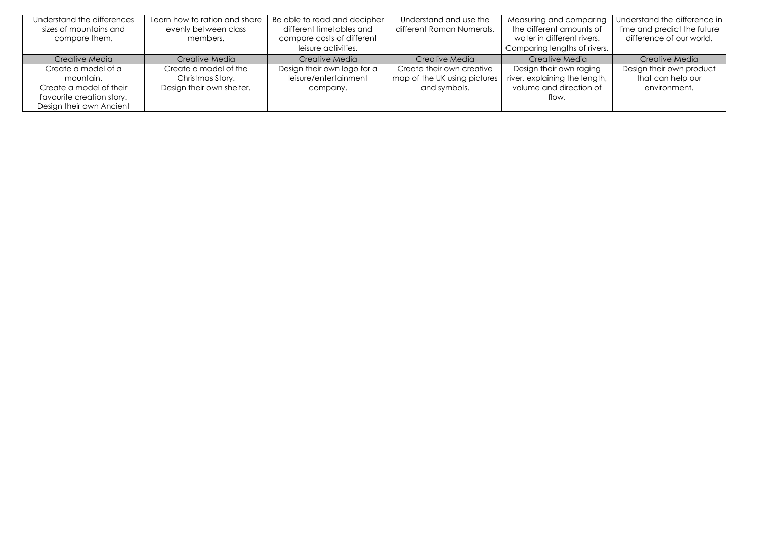| | | | | | |
|---|---|---|---|---|---|
| Understand the differences sizes of mountains and compare them. | Learn how to ration and share evenly between class members. | Be able to read and decipher different timetables and compare costs of different leisure activities. | Understand and use the different Roman Numerals. | Measuring and comparing the different amounts of water in different rivers. Comparing lengths of rivers. | Understand the difference in time and predict the future difference of our world. |
| Creative Media | Creative Media | Creative Media | Creative Media | Creative Media | Creative Media |
| Create a model of a mountain. Create a model of their favourite creation story. Design their own Ancient | Create a model of the Christmas Story. Design their own shelter. | Design their own logo for a leisure/entertainment company. | Create their own creative map of the UK using pictures and symbols. | Design their own raging river, explaining the length, volume and direction of flow. | Design their own product that can help our environment. |